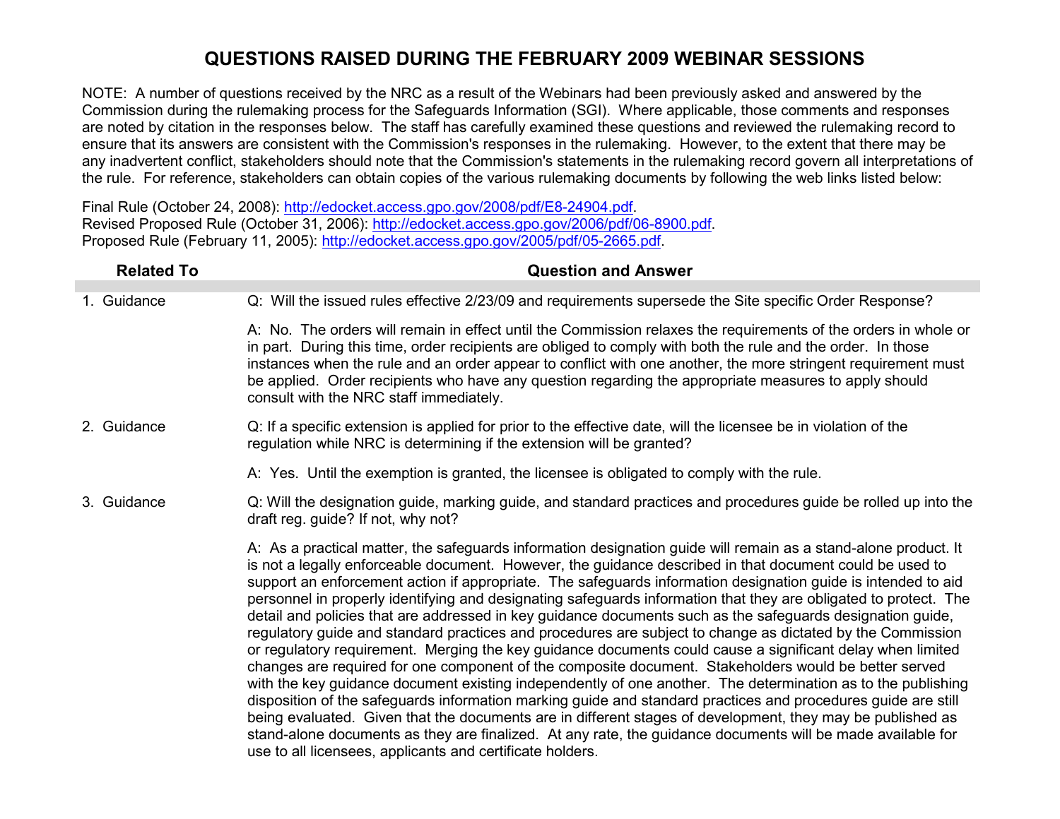# QUESTIONS RAISED DURING THE FEBRUARY 2009 WEBINAR SESSIONS

NOTE: A number of questions received by the NRC as a result of the Webinars had been previously asked and answered by the Commission during the rulemaking process for the Safeguards Information (SGI). Where applicable, those comments and responses are noted by citation in the responses below. The staff has carefully examined these questions and reviewed the rulemaking record to ensure that its answers are consistent with the Commission's responses in the rulemaking. However, to the extent that there may be any inadvertent conflict, stakeholders should note that the Commission's statements in the rulemaking record govern all interpretations of the rule. For reference, stakeholders can obtain copies of the various rulemaking documents by following the web links listed below:

Final Rule (October 24, 2008): http://edocket.access.gpo.gov/2008/pdf/E8-24904.pdf.
Revised Proposed Rule (October 31, 2006): http://edocket.access.gpo.gov/2006/pdf/06-8900.pdf.
Proposed Rule (February 11, 2005): http://edocket.access.gpo.gov/2005/pdf/05-2665.pdf.

| Related To | Question and Answer |
| --- | --- |
| 1. Guidance | Q: Will the issued rules effective 2/23/09 and requirements supersede the Site specific Order Response?<br><br>A: No. The orders will remain in effect until the Commission relaxes the requirements of the orders in whole or in part. During this time, order recipients are obliged to comply with both the rule and the order. In those instances when the rule and an order appear to conflict with one another, the more stringent requirement must be applied. Order recipients who have any question regarding the appropriate measures to apply should consult with the NRC staff immediately. |
| 2. Guidance | Q: If a specific extension is applied for prior to the effective date, will the licensee be in violation of the regulation while NRC is determining if the extension will be granted?<br><br>A: Yes. Until the exemption is granted, the licensee is obligated to comply with the rule. |
| 3. Guidance | Q: Will the designation guide, marking guide, and standard practices and procedures guide be rolled up into the draft reg. guide? If not, why not?<br><br>A: As a practical matter, the safeguards information designation guide will remain as a stand-alone product. It is not a legally enforceable document. However, the guidance described in that document could be used to support an enforcement action if appropriate. The safeguards information designation guide is intended to aid personnel in properly identifying and designating safeguards information that they are obligated to protect. The detail and policies that are addressed in key guidance documents such as the safeguards designation guide, regulatory guide and standard practices and procedures are subject to change as dictated by the Commission or regulatory requirement. Merging the key guidance documents could cause a significant delay when limited changes are required for one component of the composite document. Stakeholders would be better served with the key guidance document existing independently of one another. The determination as to the publishing disposition of the safeguards information marking guide and standard practices and procedures guide are still being evaluated. Given that the documents are in different stages of development, they may be published as stand-alone documents as they are finalized. At any rate, the guidance documents will be made available for use to all licensees, applicants and certificate holders. |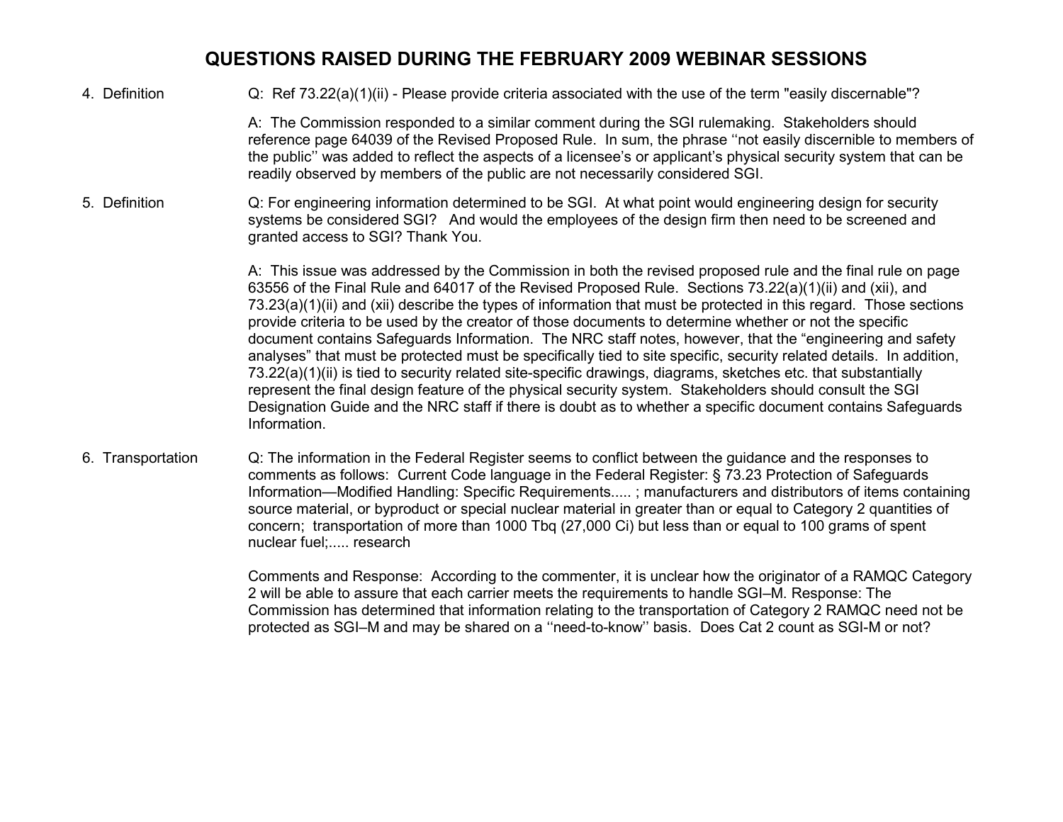# QUESTIONS RAISED DURING THE FEBRUARY 2009 WEBINAR SESSIONS

**4. Definition**

Q: Ref 73.22(a)(1)(ii) - Please provide criteria associated with the use of the term "easily discernable"?

A: The Commission responded to a similar comment during the SGI rulemaking. Stakeholders should reference page 64039 of the Revised Proposed Rule. In sum, the phrase ''not easily discernible to members of the public'' was added to reflect the aspects of a licensee's or applicant's physical security system that can be readily observed by members of the public are not necessarily considered SGI.

**5. Definition**

Q: For engineering information determined to be SGI. At what point would engineering design for security systems be considered SGI? And would the employees of the design firm then need to be screened and granted access to SGI? Thank You.

A: This issue was addressed by the Commission in both the revised proposed rule and the final rule on page 63556 of the Final Rule and 64017 of the Revised Proposed Rule. Sections 73.22(a)(1)(ii) and (xii), and 73.23(a)(1)(ii) and (xii) describe the types of information that must be protected in this regard. Those sections provide criteria to be used by the creator of those documents to determine whether or not the specific document contains Safeguards Information. The NRC staff notes, however, that the "engineering and safety analyses" that must be protected must be specifically tied to site specific, security related details. In addition, 73.22(a)(1)(ii) is tied to security related site-specific drawings, diagrams, sketches etc. that substantially represent the final design feature of the physical security system. Stakeholders should consult the SGI Designation Guide and the NRC staff if there is doubt as to whether a specific document contains Safeguards Information.

**6. Transportation**

Q: The information in the Federal Register seems to conflict between the guidance and the responses to comments as follows: Current Code language in the Federal Register: § 73.23 Protection of Safeguards Information—Modified Handling: Specific Requirements..... ; manufacturers and distributors of items containing source material, or byproduct or special nuclear material in greater than or equal to Category 2 quantities of concern; transportation of more than 1000 Tbq (27,000 Ci) but less than or equal to 100 grams of spent nuclear fuel;..... research

Comments and Response: According to the commenter, it is unclear how the originator of a RAMQC Category 2 will be able to assure that each carrier meets the requirements to handle SGI–M. Response: The Commission has determined that information relating to the transportation of Category 2 RAMQC need not be protected as SGI–M and may be shared on a ''need-to-know'' basis. Does Cat 2 count as SGI-M or not?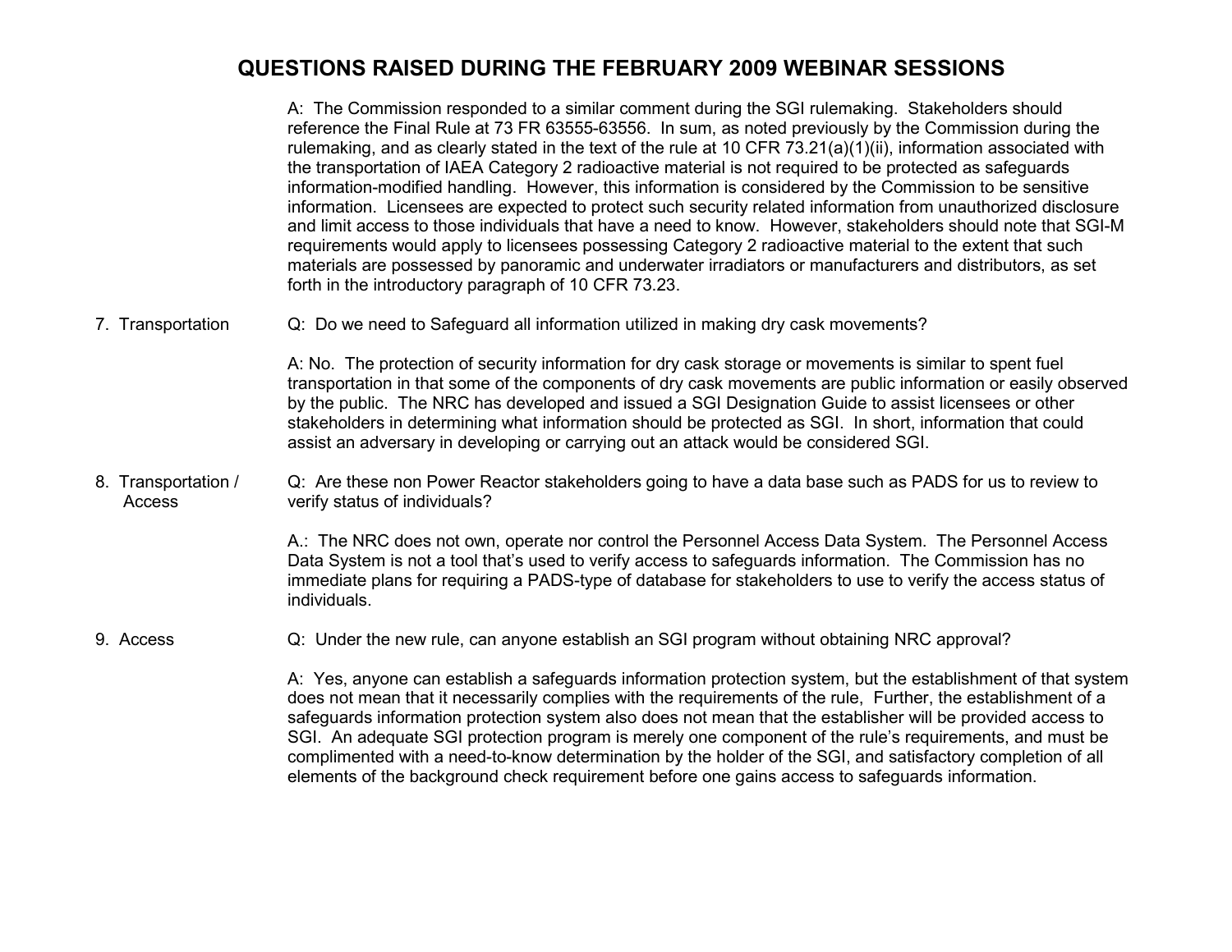# QUESTIONS RAISED DURING THE FEBRUARY 2009 WEBINAR SESSIONS

A: The Commission responded to a similar comment during the SGI rulemaking. Stakeholders should reference the Final Rule at 73 FR 63555-63556. In sum, as noted previously by the Commission during the rulemaking, and as clearly stated in the text of the rule at 10 CFR 73.21(a)(1)(ii), information associated with the transportation of IAEA Category 2 radioactive material is not required to be protected as safeguards information-modified handling. However, this information is considered by the Commission to be sensitive information. Licensees are expected to protect such security related information from unauthorized disclosure and limit access to those individuals that have a need to know. However, stakeholders should note that SGI-M requirements would apply to licensees possessing Category 2 radioactive material to the extent that such materials are possessed by panoramic and underwater irradiators or manufacturers and distributors, as set forth in the introductory paragraph of 10 CFR 73.23.

7. Transportation

Q: Do we need to Safeguard all information utilized in making dry cask movements?

A: No. The protection of security information for dry cask storage or movements is similar to spent fuel transportation in that some of the components of dry cask movements are public information or easily observed by the public. The NRC has developed and issued a SGI Designation Guide to assist licensees or other stakeholders in determining what information should be protected as SGI. In short, information that could assist an adversary in developing or carrying out an attack would be considered SGI.

8. Transportation / Access

Q: Are these non Power Reactor stakeholders going to have a data base such as PADS for us to review to verify status of individuals?

A.: The NRC does not own, operate nor control the Personnel Access Data System. The Personnel Access Data System is not a tool that's used to verify access to safeguards information. The Commission has no immediate plans for requiring a PADS-type of database for stakeholders to use to verify the access status of individuals.

9. Access

Q: Under the new rule, can anyone establish an SGI program without obtaining NRC approval?

A: Yes, anyone can establish a safeguards information protection system, but the establishment of that system does not mean that it necessarily complies with the requirements of the rule, Further, the establishment of a safeguards information protection system also does not mean that the establisher will be provided access to SGI. An adequate SGI protection program is merely one component of the rule's requirements, and must be complimented with a need-to-know determination by the holder of the SGI, and satisfactory completion of all elements of the background check requirement before one gains access to safeguards information.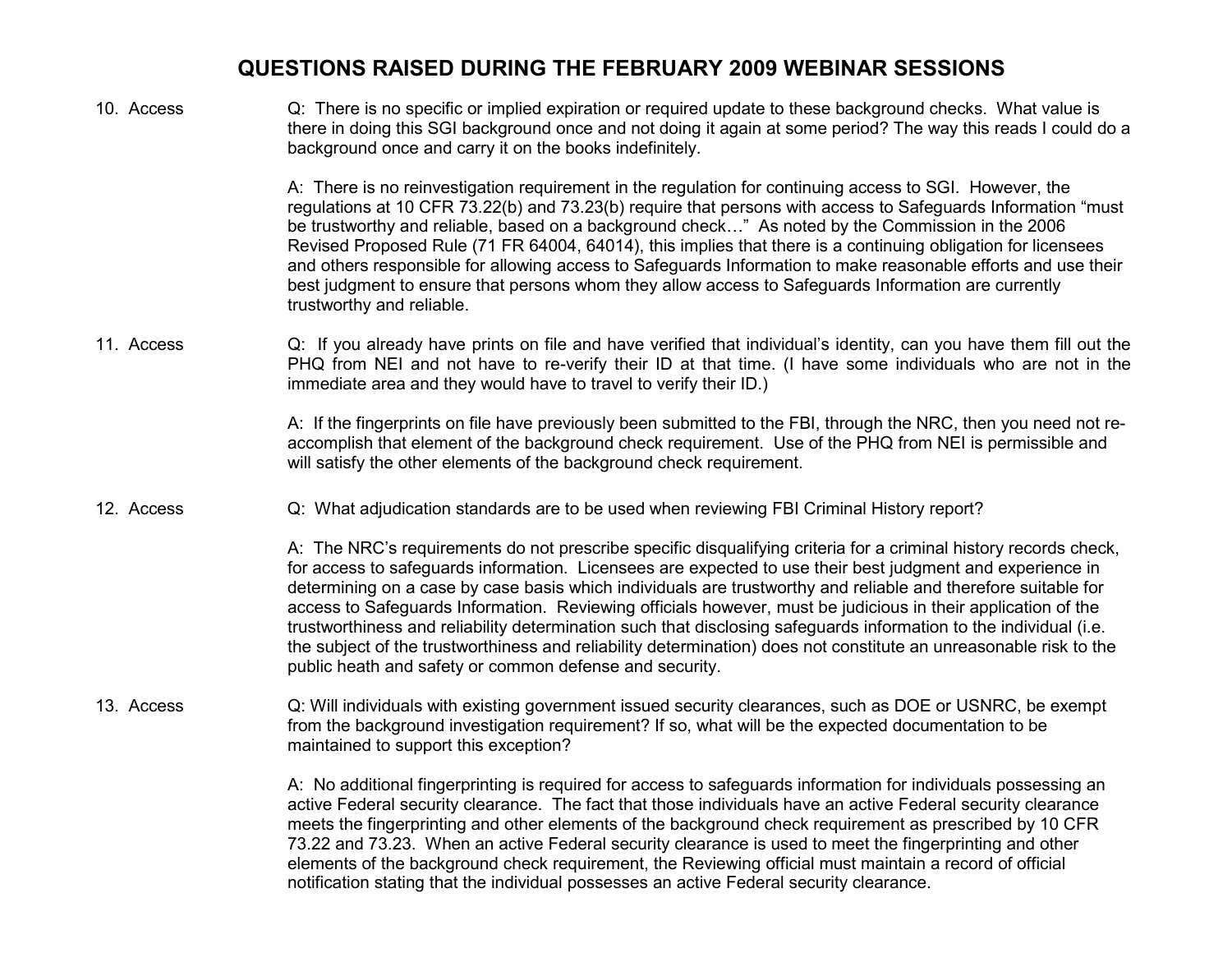# QUESTIONS RAISED DURING THE FEBRUARY 2009 WEBINAR SESSIONS

10. Access

Q: There is no specific or implied expiration or required update to these background checks. What value is there in doing this SGI background once and not doing it again at some period? The way this reads I could do a background once and carry it on the books indefinitely.

A: There is no reinvestigation requirement in the regulation for continuing access to SGI. However, the regulations at 10 CFR 73.22(b) and 73.23(b) require that persons with access to Safeguards Information "must be trustworthy and reliable, based on a background check…" As noted by the Commission in the 2006 Revised Proposed Rule (71 FR 64004, 64014), this implies that there is a continuing obligation for licensees and others responsible for allowing access to Safeguards Information to make reasonable efforts and use their best judgment to ensure that persons whom they allow access to Safeguards Information are currently trustworthy and reliable.

11. Access

Q: If you already have prints on file and have verified that individual's identity, can you have them fill out the PHQ from NEI and not have to re-verify their ID at that time. (I have some individuals who are not in the immediate area and they would have to travel to verify their ID.)

A: If the fingerprints on file have previously been submitted to the FBI, through the NRC, then you need not re-accomplish that element of the background check requirement. Use of the PHQ from NEI is permissible and will satisfy the other elements of the background check requirement.

12. Access

Q: What adjudication standards are to be used when reviewing FBI Criminal History report?

A: The NRC's requirements do not prescribe specific disqualifying criteria for a criminal history records check, for access to safeguards information. Licensees are expected to use their best judgment and experience in determining on a case by case basis which individuals are trustworthy and reliable and therefore suitable for access to Safeguards Information. Reviewing officials however, must be judicious in their application of the trustworthiness and reliability determination such that disclosing safeguards information to the individual (i.e. the subject of the trustworthiness and reliability determination) does not constitute an unreasonable risk to the public heath and safety or common defense and security.

13. Access

Q: Will individuals with existing government issued security clearances, such as DOE or USNRC, be exempt from the background investigation requirement? If so, what will be the expected documentation to be maintained to support this exception?

A: No additional fingerprinting is required for access to safeguards information for individuals possessing an active Federal security clearance. The fact that those individuals have an active Federal security clearance meets the fingerprinting and other elements of the background check requirement as prescribed by 10 CFR 73.22 and 73.23. When an active Federal security clearance is used to meet the fingerprinting and other elements of the background check requirement, the Reviewing official must maintain a record of official notification stating that the individual possesses an active Federal security clearance.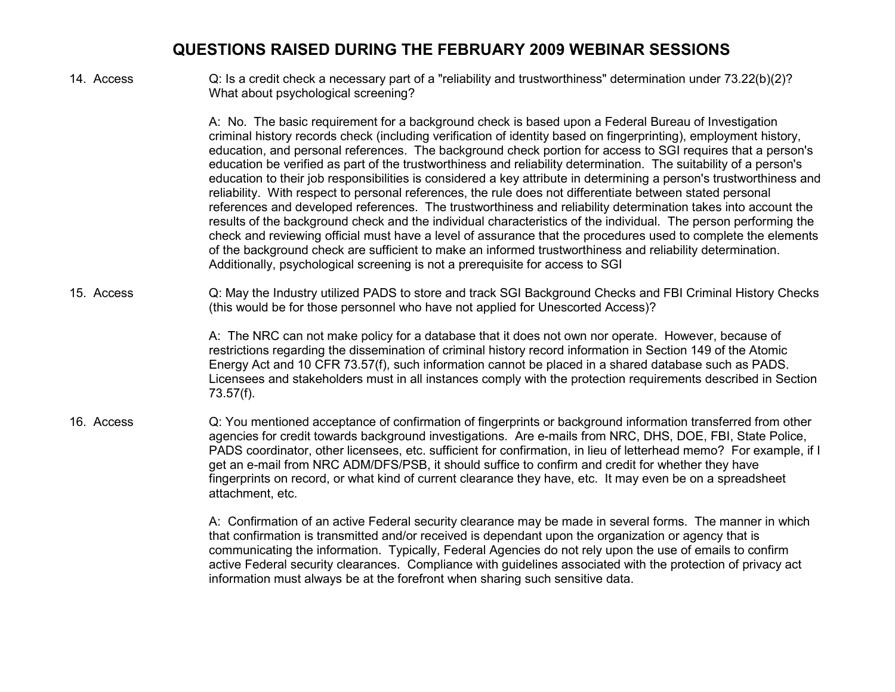# QUESTIONS RAISED DURING THE FEBRUARY 2009 WEBINAR SESSIONS

14. Access

Q: Is a credit check a necessary part of a "reliability and trustworthiness" determination under 73.22(b)(2)? What about psychological screening?

A: No. The basic requirement for a background check is based upon a Federal Bureau of Investigation criminal history records check (including verification of identity based on fingerprinting), employment history, education, and personal references. The background check portion for access to SGI requires that a person's education be verified as part of the trustworthiness and reliability determination. The suitability of a person's education to their job responsibilities is considered a key attribute in determining a person's trustworthiness and reliability. With respect to personal references, the rule does not differentiate between stated personal references and developed references. The trustworthiness and reliability determination takes into account the results of the background check and the individual characteristics of the individual. The person performing the check and reviewing official must have a level of assurance that the procedures used to complete the elements of the background check are sufficient to make an informed trustworthiness and reliability determination. Additionally, psychological screening is not a prerequisite for access to SGI

15. Access

Q: May the Industry utilized PADS to store and track SGI Background Checks and FBI Criminal History Checks (this would be for those personnel who have not applied for Unescorted Access)?

A: The NRC can not make policy for a database that it does not own nor operate. However, because of restrictions regarding the dissemination of criminal history record information in Section 149 of the Atomic Energy Act and 10 CFR 73.57(f), such information cannot be placed in a shared database such as PADS. Licensees and stakeholders must in all instances comply with the protection requirements described in Section 73.57(f).

16. Access

Q: You mentioned acceptance of confirmation of fingerprints or background information transferred from other agencies for credit towards background investigations. Are e-mails from NRC, DHS, DOE, FBI, State Police, PADS coordinator, other licensees, etc. sufficient for confirmation, in lieu of letterhead memo? For example, if I get an e-mail from NRC ADM/DFS/PSB, it should suffice to confirm and credit for whether they have fingerprints on record, or what kind of current clearance they have, etc. It may even be on a spreadsheet attachment, etc.

A: Confirmation of an active Federal security clearance may be made in several forms. The manner in which that confirmation is transmitted and/or received is dependant upon the organization or agency that is communicating the information. Typically, Federal Agencies do not rely upon the use of emails to confirm active Federal security clearances. Compliance with guidelines associated with the protection of privacy act information must always be at the forefront when sharing such sensitive data.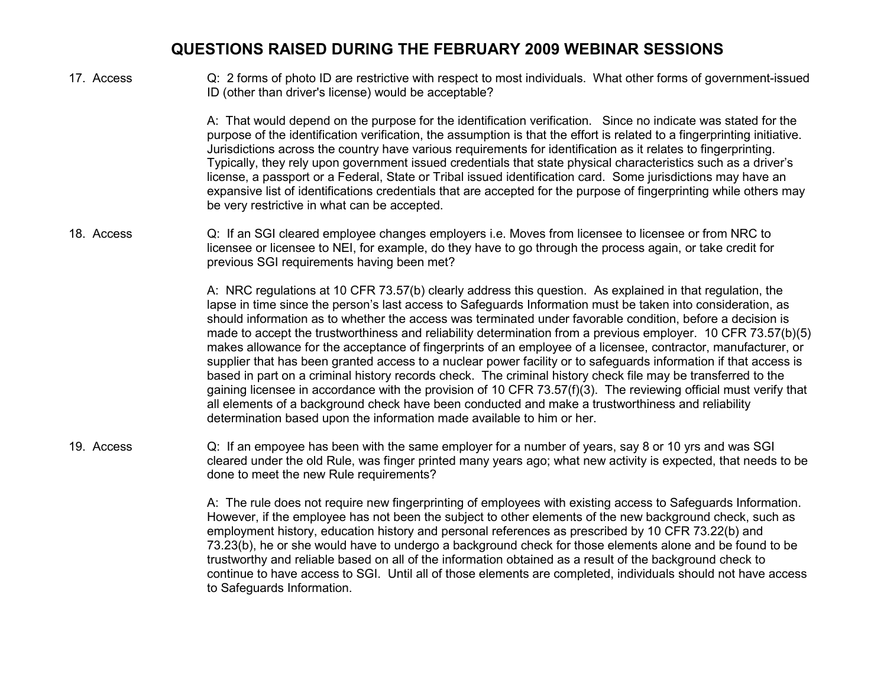# QUESTIONS RAISED DURING THE FEBRUARY 2009 WEBINAR SESSIONS

17. Access

Q: 2 forms of photo ID are restrictive with respect to most individuals. What other forms of government-issued ID (other than driver's license) would be acceptable?

A: That would depend on the purpose for the identification verification. Since no indicate was stated for the purpose of the identification verification, the assumption is that the effort is related to a fingerprinting initiative. Jurisdictions across the country have various requirements for identification as it relates to fingerprinting. Typically, they rely upon government issued credentials that state physical characteristics such as a driver's license, a passport or a Federal, State or Tribal issued identification card. Some jurisdictions may have an expansive list of identifications credentials that are accepted for the purpose of fingerprinting while others may be very restrictive in what can be accepted.

18. Access

Q: If an SGI cleared employee changes employers i.e. Moves from licensee to licensee or from NRC to licensee or licensee to NEI, for example, do they have to go through the process again, or take credit for previous SGI requirements having been met?

A: NRC regulations at 10 CFR 73.57(b) clearly address this question. As explained in that regulation, the lapse in time since the person's last access to Safeguards Information must be taken into consideration, as should information as to whether the access was terminated under favorable condition, before a decision is made to accept the trustworthiness and reliability determination from a previous employer. 10 CFR 73.57(b)(5) makes allowance for the acceptance of fingerprints of an employee of a licensee, contractor, manufacturer, or supplier that has been granted access to a nuclear power facility or to safeguards information if that access is based in part on a criminal history records check. The criminal history check file may be transferred to the gaining licensee in accordance with the provision of 10 CFR 73.57(f)(3). The reviewing official must verify that all elements of a background check have been conducted and make a trustworthiness and reliability determination based upon the information made available to him or her.

19. Access

Q: If an empoyee has been with the same employer for a number of years, say 8 or 10 yrs and was SGI cleared under the old Rule, was finger printed many years ago; what new activity is expected, that needs to be done to meet the new Rule requirements?

A: The rule does not require new fingerprinting of employees with existing access to Safeguards Information. However, if the employee has not been the subject to other elements of the new background check, such as employment history, education history and personal references as prescribed by 10 CFR 73.22(b) and 73.23(b), he or she would have to undergo a background check for those elements alone and be found to be trustworthy and reliable based on all of the information obtained as a result of the background check to continue to have access to SGI. Until all of those elements are completed, individuals should not have access to Safeguards Information.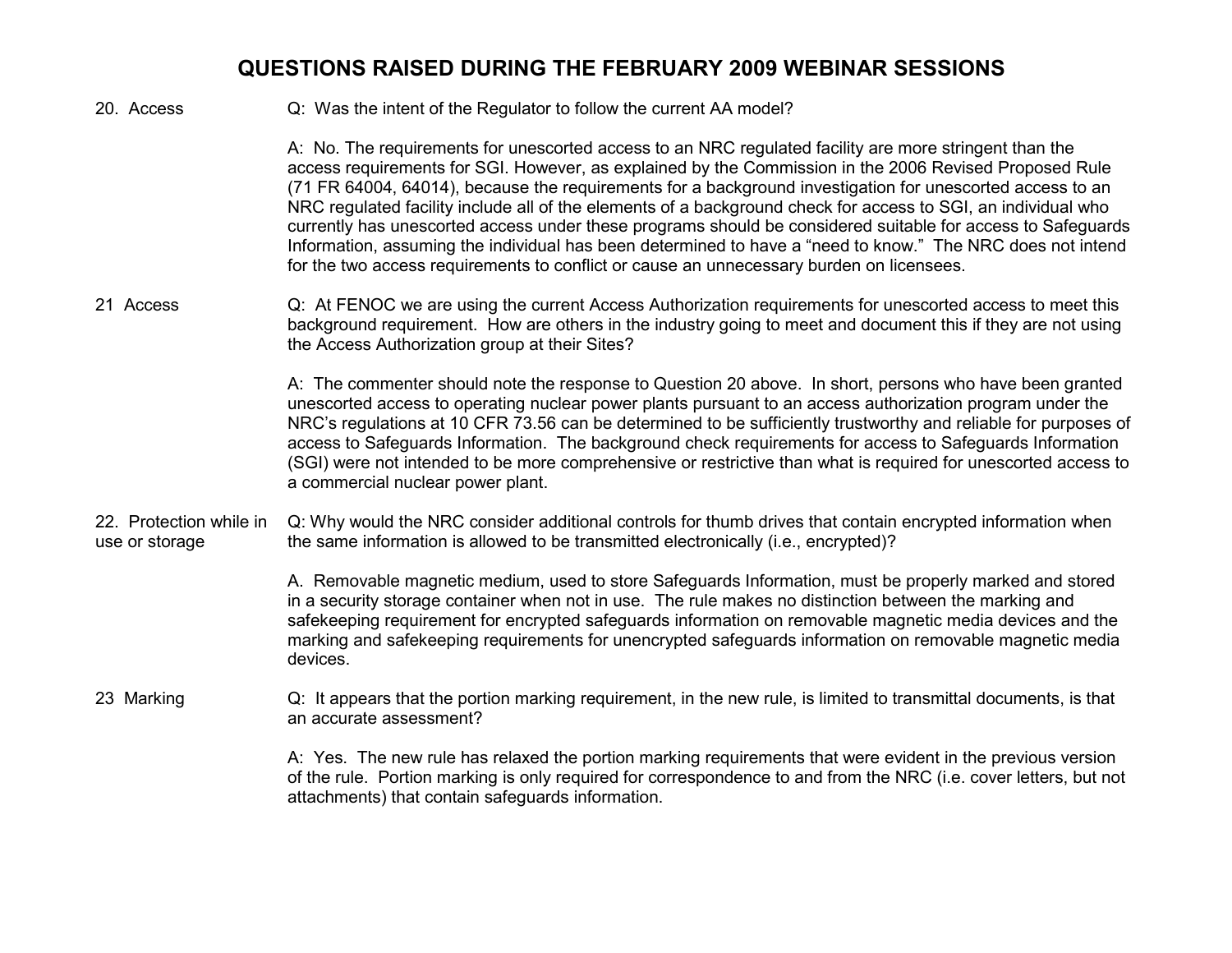# QUESTIONS RAISED DURING THE FEBRUARY 2009 WEBINAR SESSIONS

| | |
|---|---|
| 20. Access | Q: Was the intent of the Regulator to follow the current AA model?<br><br>A: No. The requirements for unescorted access to an NRC regulated facility are more stringent than the access requirements for SGI. However, as explained by the Commission in the 2006 Revised Proposed Rule (71 FR 64004, 64014), because the requirements for a background investigation for unescorted access to an NRC regulated facility include all of the elements of a background check for access to SGI, an individual who currently has unescorted access under these programs should be considered suitable for access to Safeguards Information, assuming the individual has been determined to have a "need to know." The NRC does not intend for the two access requirements to conflict or cause an unnecessary burden on licensees. |
| 21 Access | Q: At FENOC we are using the current Access Authorization requirements for unescorted access to meet this background requirement. How are others in the industry going to meet and document this if they are not using the Access Authorization group at their Sites?<br><br>A: The commenter should note the response to Question 20 above. In short, persons who have been granted unescorted access to operating nuclear power plants pursuant to an access authorization program under the NRC's regulations at 10 CFR 73.56 can be determined to be sufficiently trustworthy and reliable for purposes of access to Safeguards Information. The background check requirements for access to Safeguards Information (SGI) were not intended to be more comprehensive or restrictive than what is required for unescorted access to a commercial nuclear power plant. |
| 22. Protection while in use or storage | Q: Why would the NRC consider additional controls for thumb drives that contain encrypted information when the same information is allowed to be transmitted electronically (i.e., encrypted)?<br><br>A. Removable magnetic medium, used to store Safeguards Information, must be properly marked and stored in a security storage container when not in use. The rule makes no distinction between the marking and safekeeping requirement for encrypted safeguards information on removable magnetic media devices and the marking and safekeeping requirements for unencrypted safeguards information on removable magnetic media devices. |
| 23 Marking | Q: It appears that the portion marking requirement, in the new rule, is limited to transmittal documents, is that an accurate assessment?<br><br>A: Yes. The new rule has relaxed the portion marking requirements that were evident in the previous version of the rule. Portion marking is only required for correspondence to and from the NRC (i.e. cover letters, but not attachments) that contain safeguards information. |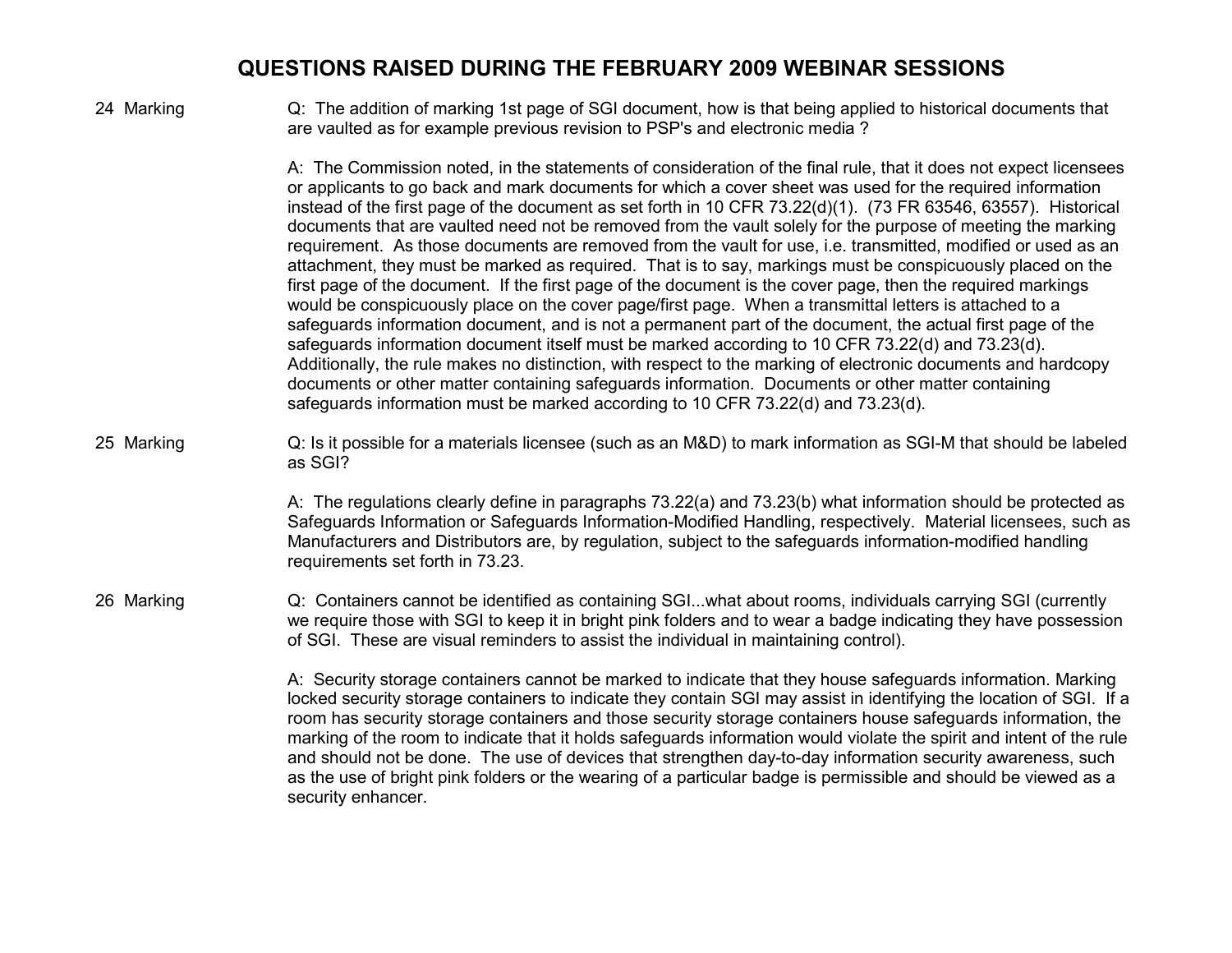## QUESTIONS RAISED DURING THE FEBRUARY 2009 WEBINAR SESSIONS

24 Marking

Q: The addition of marking 1st page of SGI document, how is that being applied to historical documents that are vaulted as for example previous revision to PSP's and electronic media ?

A: The Commission noted, in the statements of consideration of the final rule, that it does not expect licensees or applicants to go back and mark documents for which a cover sheet was used for the required information instead of the first page of the document as set forth in 10 CFR 73.22(d)(1). (73 FR 63546, 63557). Historical documents that are vaulted need not be removed from the vault solely for the purpose of meeting the marking requirement. As those documents are removed from the vault for use, i.e. transmitted, modified or used as an attachment, they must be marked as required. That is to say, markings must be conspicuously placed on the first page of the document. If the first page of the document is the cover page, then the required markings would be conspicuously place on the cover page/first page. When a transmittal letters is attached to a safeguards information document, and is not a permanent part of the document, the actual first page of the safeguards information document itself must be marked according to 10 CFR 73.22(d) and 73.23(d). Additionally, the rule makes no distinction, with respect to the marking of electronic documents and hardcopy documents or other matter containing safeguards information. Documents or other matter containing safeguards information must be marked according to 10 CFR 73.22(d) and 73.23(d).

25 Marking

Q: Is it possible for a materials licensee (such as an M&D) to mark information as SGI-M that should be labeled as SGI?

A: The regulations clearly define in paragraphs 73.22(a) and 73.23(b) what information should be protected as Safeguards Information or Safeguards Information-Modified Handling, respectively. Material licensees, such as Manufacturers and Distributors are, by regulation, subject to the safeguards information-modified handling requirements set forth in 73.23.

26 Marking

Q: Containers cannot be identified as containing SGI...what about rooms, individuals carrying SGI (currently we require those with SGI to keep it in bright pink folders and to wear a badge indicating they have possession of SGI. These are visual reminders to assist the individual in maintaining control).

A: Security storage containers cannot be marked to indicate that they house safeguards information. Marking locked security storage containers to indicate they contain SGI may assist in identifying the location of SGI. If a room has security storage containers and those security storage containers house safeguards information, the marking of the room to indicate that it holds safeguards information would violate the spirit and intent of the rule and should not be done. The use of devices that strengthen day-to-day information security awareness, such as the use of bright pink folders or the wearing of a particular badge is permissible and should be viewed as a security enhancer.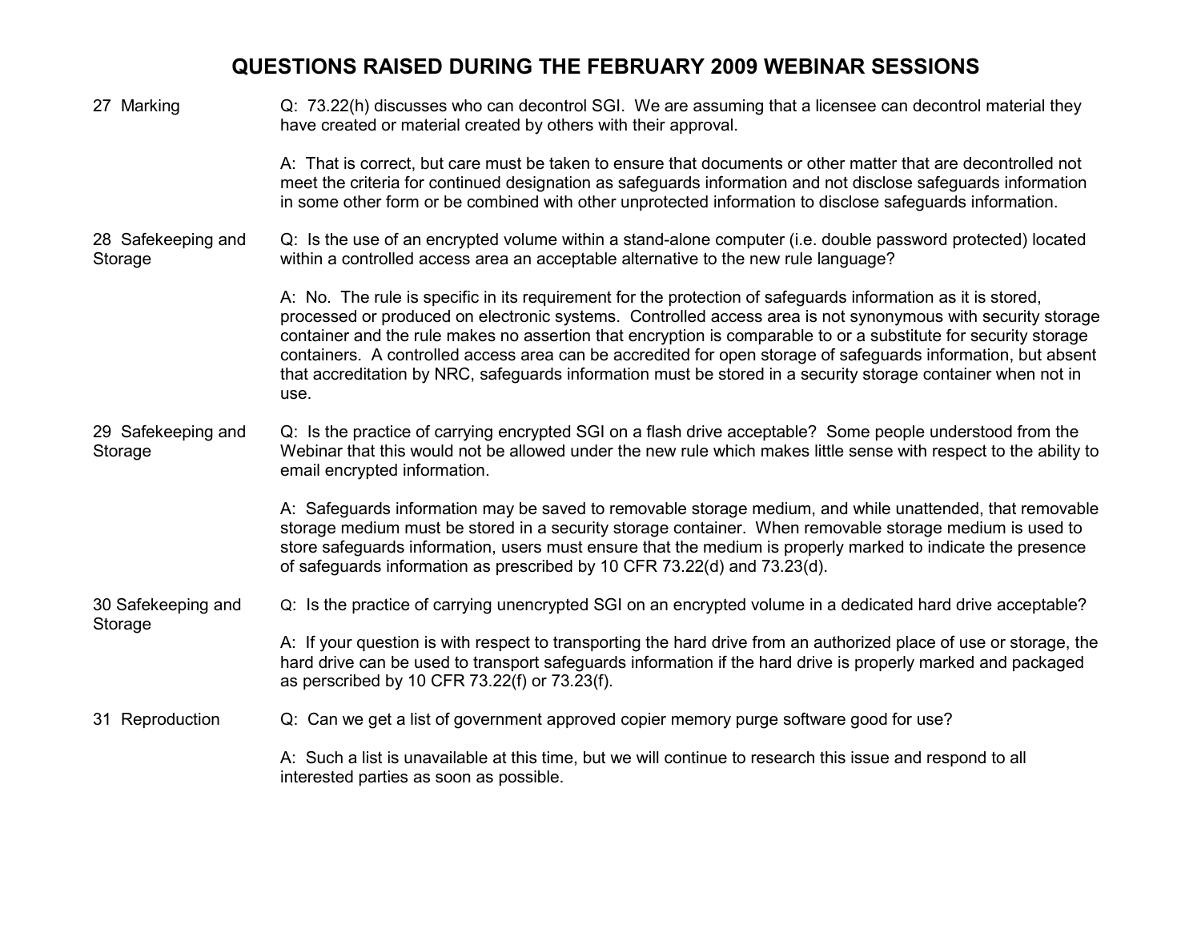# QUESTIONS RAISED DURING THE FEBRUARY 2009 WEBINAR SESSIONS

| | |
|---|---|
| 27 Marking | Q: 73.22(h) discusses who can decontrol SGI. We are assuming that a licensee can decontrol material they have created or material created by others with their approval.<br><br>A: That is correct, but care must be taken to ensure that documents or other matter that are decontrolled not meet the criteria for continued designation as safeguards information and not disclose safeguards information in some other form or be combined with other unprotected information to disclose safeguards information. |
| 28 Safekeeping and Storage | Q: Is the use of an encrypted volume within a stand-alone computer (i.e. double password protected) located within a controlled access area an acceptable alternative to the new rule language?<br><br>A: No. The rule is specific in its requirement for the protection of safeguards information as it is stored, processed or produced on electronic systems. Controlled access area is not synonymous with security storage container and the rule makes no assertion that encryption is comparable to or a substitute for security storage containers. A controlled access area can be accredited for open storage of safeguards information, but absent that accreditation by NRC, safeguards information must be stored in a security storage container when not in use. |
| 29 Safekeeping and Storage | Q: Is the practice of carrying encrypted SGI on a flash drive acceptable? Some people understood from the Webinar that this would not be allowed under the new rule which makes little sense with respect to the ability to email encrypted information.<br><br>A: Safeguards information may be saved to removable storage medium, and while unattended, that removable storage medium must be stored in a security storage container. When removable storage medium is used to store safeguards information, users must ensure that the medium is properly marked to indicate the presence of safeguards information as prescribed by 10 CFR 73.22(d) and 73.23(d). |
| 30 Safekeeping and Storage | Q: Is the practice of carrying unencrypted SGI on an encrypted volume in a dedicated hard drive acceptable?<br><br>A: If your question is with respect to transporting the hard drive from an authorized place of use or storage, the hard drive can be used to transport safeguards information if the hard drive is properly marked and packaged as perscribed by 10 CFR 73.22(f) or 73.23(f). |
| 31 Reproduction | Q: Can we get a list of government approved copier memory purge software good for use?<br><br>A: Such a list is unavailable at this time, but we will continue to research this issue and respond to all interested parties as soon as possible. |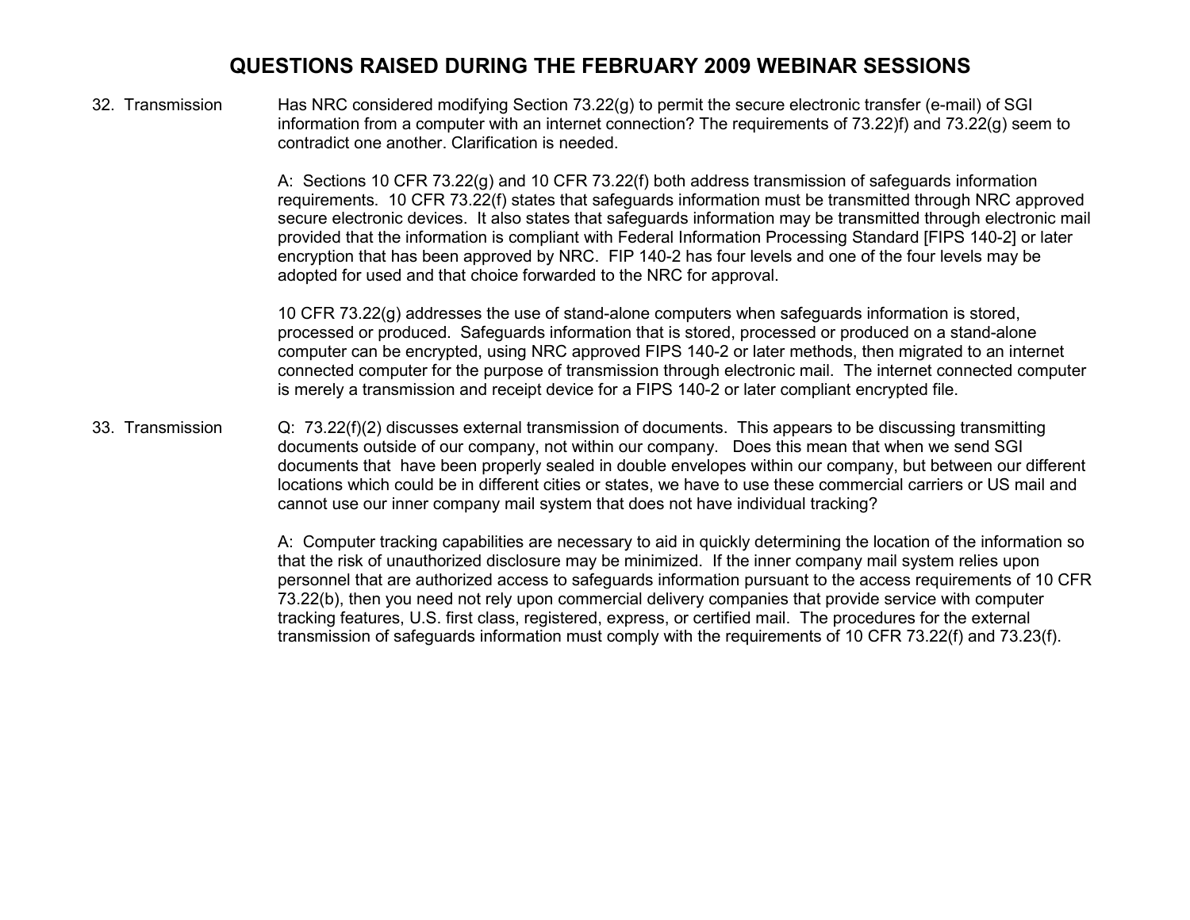# QUESTIONS RAISED DURING THE FEBRUARY 2009 WEBINAR SESSIONS

32. Transmission

Has NRC considered modifying Section 73.22(g) to permit the secure electronic transfer (e-mail) of SGI information from a computer with an internet connection? The requirements of 73.22)f) and 73.22(g) seem to contradict one another. Clarification is needed.

A: Sections 10 CFR 73.22(g) and 10 CFR 73.22(f) both address transmission of safeguards information requirements. 10 CFR 73.22(f) states that safeguards information must be transmitted through NRC approved secure electronic devices. It also states that safeguards information may be transmitted through electronic mail provided that the information is compliant with Federal Information Processing Standard [FIPS 140-2] or later encryption that has been approved by NRC. FIP 140-2 has four levels and one of the four levels may be adopted for used and that choice forwarded to the NRC for approval.

10 CFR 73.22(g) addresses the use of stand-alone computers when safeguards information is stored, processed or produced. Safeguards information that is stored, processed or produced on a stand-alone computer can be encrypted, using NRC approved FIPS 140-2 or later methods, then migrated to an internet connected computer for the purpose of transmission through electronic mail. The internet connected computer is merely a transmission and receipt device for a FIPS 140-2 or later compliant encrypted file.

33. Transmission

Q: 73.22(f)(2) discusses external transmission of documents. This appears to be discussing transmitting documents outside of our company, not within our company. Does this mean that when we send SGI documents that have been properly sealed in double envelopes within our company, but between our different locations which could be in different cities or states, we have to use these commercial carriers or US mail and cannot use our inner company mail system that does not have individual tracking?

A: Computer tracking capabilities are necessary to aid in quickly determining the location of the information so that the risk of unauthorized disclosure may be minimized. If the inner company mail system relies upon personnel that are authorized access to safeguards information pursuant to the access requirements of 10 CFR 73.22(b), then you need not rely upon commercial delivery companies that provide service with computer tracking features, U.S. first class, registered, express, or certified mail. The procedures for the external transmission of safeguards information must comply with the requirements of 10 CFR 73.22(f) and 73.23(f).